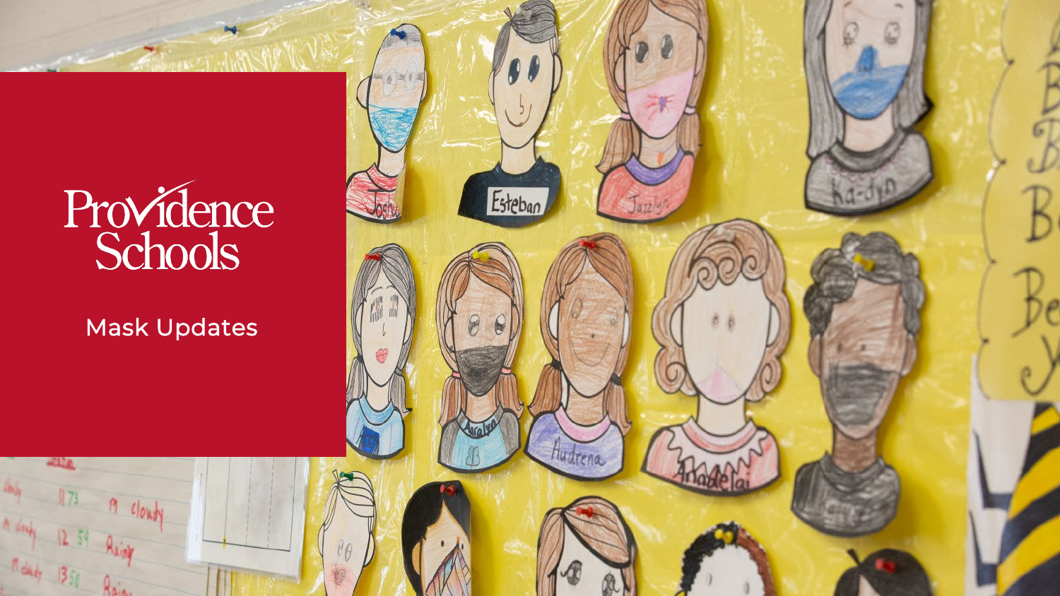# Providence Schools

Mask Updates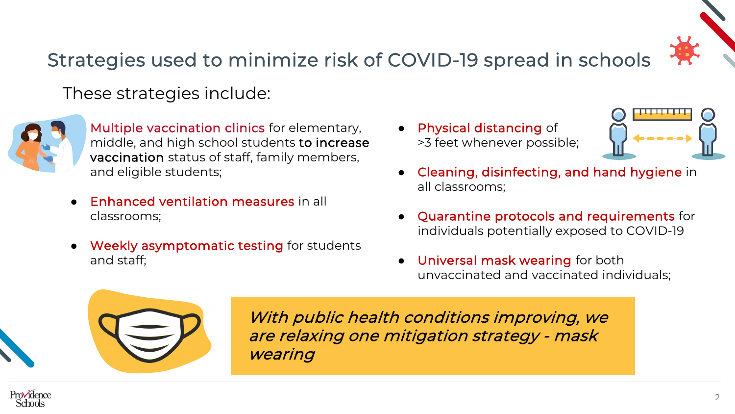## Strategies used to minimize risk of COVID-19 spread in schools

These strategies include:

- **Multiple vaccination clinics** for elementary, middle, and high school students **to increase vaccination** status of staff, family members, and eligible students;
- **Enhanced ventilation measures** in all classrooms;
- **Weekly asymptomatic testing** for students and staff;
- **Physical distancing** of >3 feet whenever possible;
- **Cleaning, disinfecting, and hand hygiene** in all classrooms;
- **Quarantine protocols and requirements** for individuals potentially exposed to COVID-19
- **Universal mask wearing** for both unvaccinated and vaccinated individuals;

*With public health conditions improving, we are relaxing one mitigation strategy - mask wearing*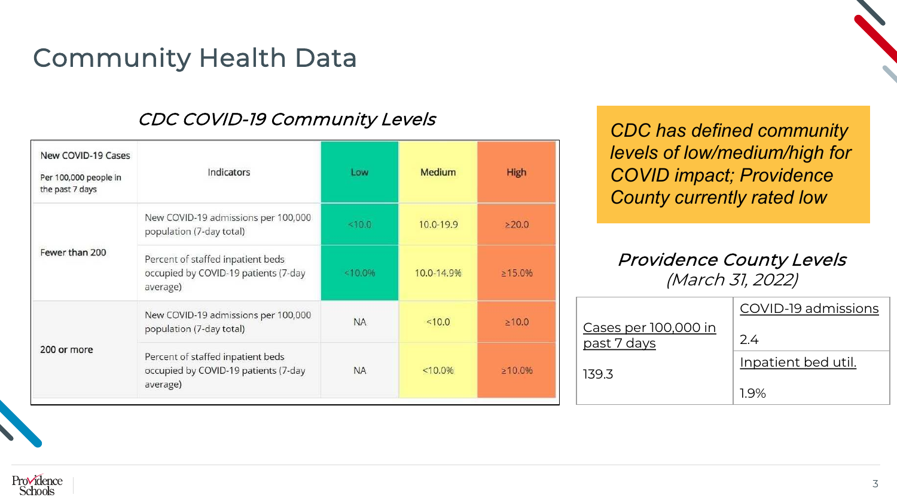# Community Health Data

### *CDC COVID-19 Community Levels*

| New COVID-19 Cases Per 100,000 people in the past 7 days | Indicators | Low | Medium | High |
|---|---|---|---|---|
| Fewer than 200 | New COVID-19 admissions per 100,000 population (7-day total) | <10.0 | 10.0-19.9 | ≥20.0 |
| | Percent of staffed inpatient beds occupied by COVID-19 patients (7-day average) | <10.0% | 10.0-14.9% | ≥15.0% |
| 200 or more | New COVID-19 admissions per 100,000 population (7-day total) | NA | <10.0 | ≥10.0 |
| | Percent of staffed inpatient beds occupied by COVID-19 patients (7-day average) | NA | <10.0% | ≥10.0% |

*CDC has defined community levels of low/medium/high for COVID impact; Providence County currently rated low*

### *Providence County Levels*
*(March 31, 2022)*

| Cases per 100,000 in past 7 days | COVID-19 admissions |
|---|---|
| | 2.4 |
| 139.3 | Inpatient bed util. |
| | 1.9% |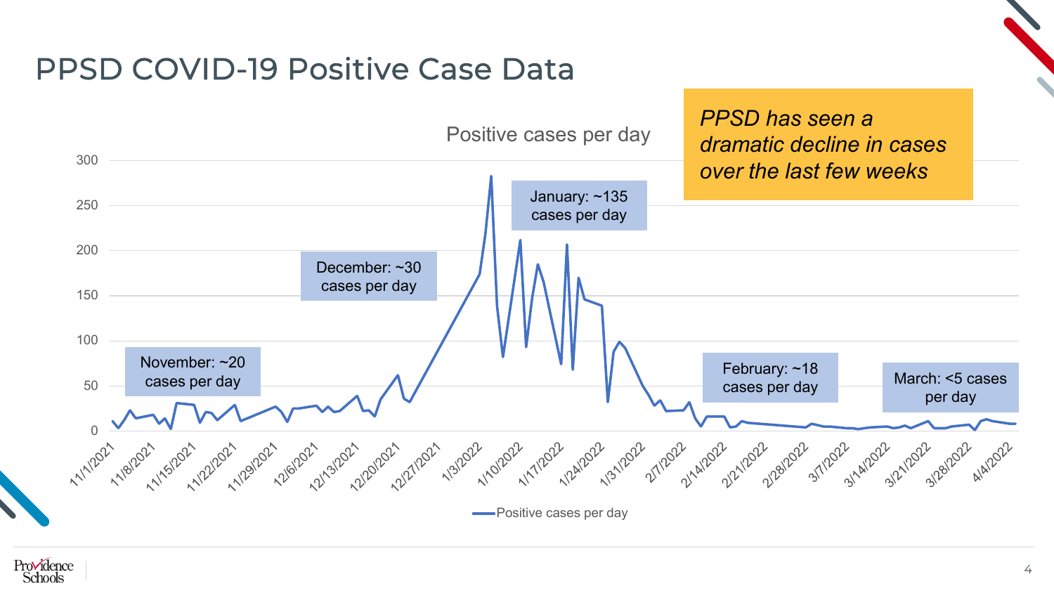# PPSD COVID-19 Positive Case Data

*PPSD has seen a dramatic decline in cases over the last few weeks*

**Positive cases per day**

- November: ~20 cases per day
- December: ~30 cases per day
- January: ~135 cases per day
- February: ~18 cases per day
- March: <5 cases per day

Y-axis: 0, 50, 100, 150, 200, 250, 300

X-axis: 11/1/2021, 11/8/2021, 11/15/2021, 11/22/2021, 11/29/2021, 12/6/2021, 12/13/2021, 12/20/2021, 12/27/2021, 1/3/2022, 1/10/2022, 1/17/2022, 1/24/2022, 1/31/2022, 2/7/2022, 2/14/2022, 2/21/2022, 2/28/2022, 3/7/2022, 3/14/2022, 3/21/2022, 3/28/2022, 4/4/2022

Legend: Positive cases per day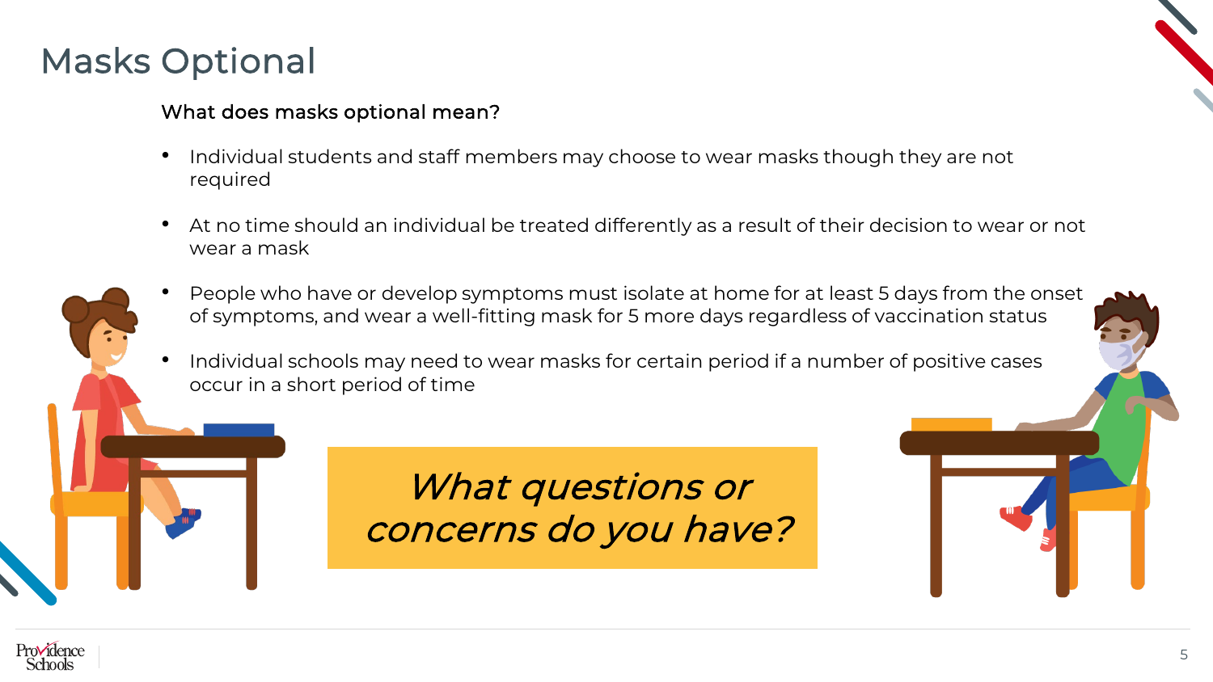# Masks Optional

**What does masks optional mean?**

- Individual students and staff members may choose to wear masks though they are not required
- At no time should an individual be treated differently as a result of their decision to wear or not wear a mask
- People who have or develop symptoms must isolate at home for at least 5 days from the onset of symptoms, and wear a well-fitting mask for 5 more days regardless of vaccination status
- Individual schools may need to wear masks for certain period if a number of positive cases occur in a short period of time

*What questions or concerns do you have?*